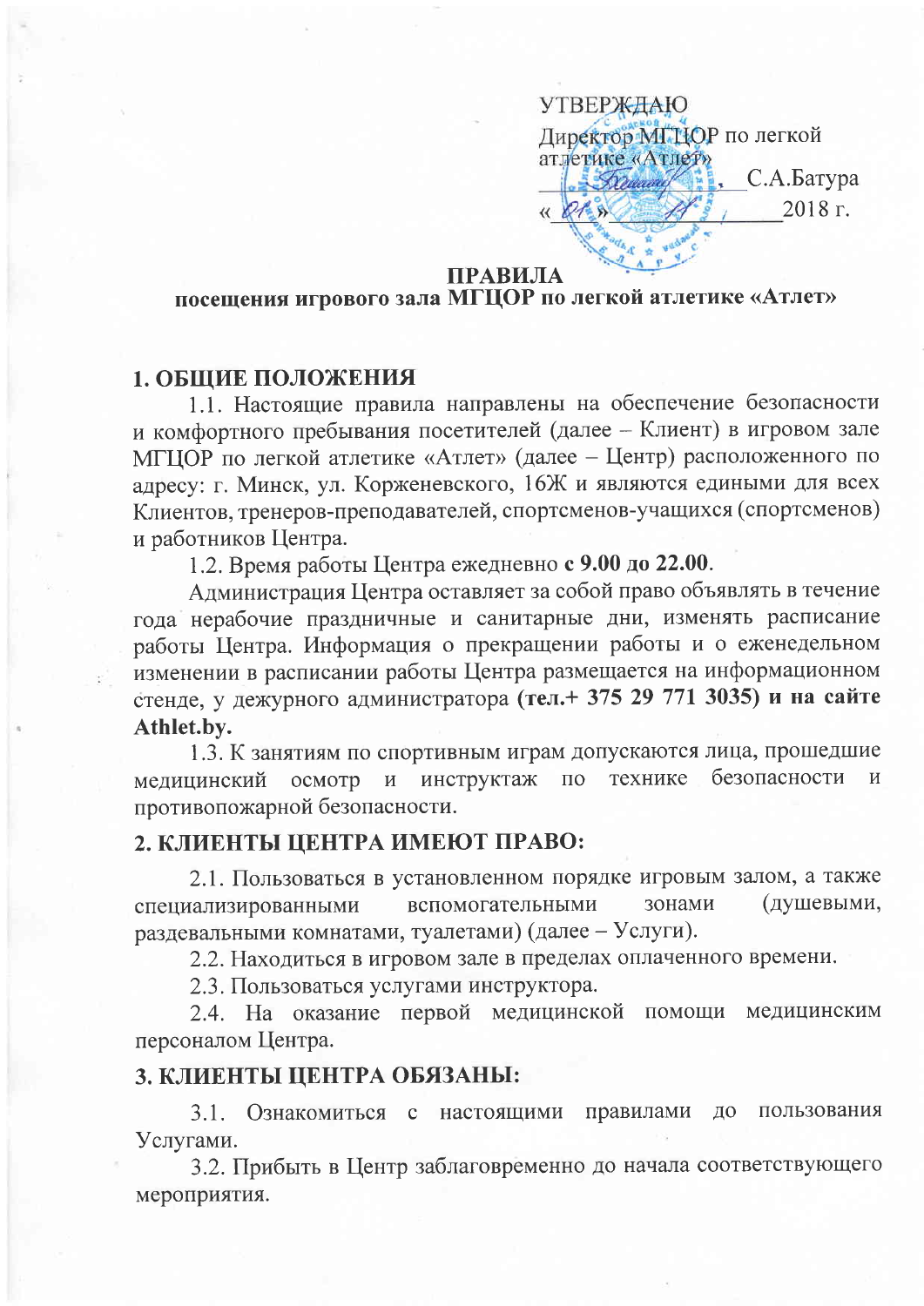УТВЕРЖДАЮ
Директор МГЦОР по легкой атлетике «Атлет»
_______________ С.А.Батура
«\_\_» \_\_\_\_\_\_\_\_\_\_\_\_ 2018 г.

**ПРАВИЛА**
**посещения игрового зала МГЦОР по легкой атлетике «Атлет»**

## 1. ОБЩИЕ ПОЛОЖЕНИЯ

1.1. Настоящие правила направлены на обеспечение безопасности и комфортного пребывания посетителей (далее – Клиент) в игровом зале МГЦОР по легкой атлетике «Атлет» (далее – Центр) расположенного по адресу: г. Минск, ул. Корженевского, 16Ж и являются едиными для всех Клиентов, тренеров-преподавателей, спортсменов-учащихся (спортсменов) и работников Центра.

1.2. Время работы Центра ежедневно **с 9.00 до 22.00.**

Администрация Центра оставляет за собой право объявлять в течение года нерабочие праздничные и санитарные дни, изменять расписание работы Центра. Информация о прекращении работы и о еженедельном изменении в расписании работы Центра размещается на информационном стенде, у дежурного администратора **(тел.+ 375 29 771 3035) и на сайте Athlet.by.**

1.3. К занятиям по спортивным играм допускаются лица, прошедшие медицинский осмотр и инструктаж по технике безопасности и противопожарной безопасности.

## 2. КЛИЕНТЫ ЦЕНТРА ИМЕЮТ ПРАВО:

2.1. Пользоваться в установленном порядке игровым залом, а также специализированными вспомогательными зонами (душевыми, раздевальными комнатами, туалетами) (далее – Услуги).

2.2. Находиться в игровом зале в пределах оплаченного времени.

2.3. Пользоваться услугами инструктора.

2.4. На оказание первой медицинской помощи медицинским персоналом Центра.

## 3. КЛИЕНТЫ ЦЕНТРА ОБЯЗАНЫ:

3.1. Ознакомиться с настоящими правилами до пользования Услугами.

3.2. Прибыть в Центр заблаговременно до начала соответствующего мероприятия.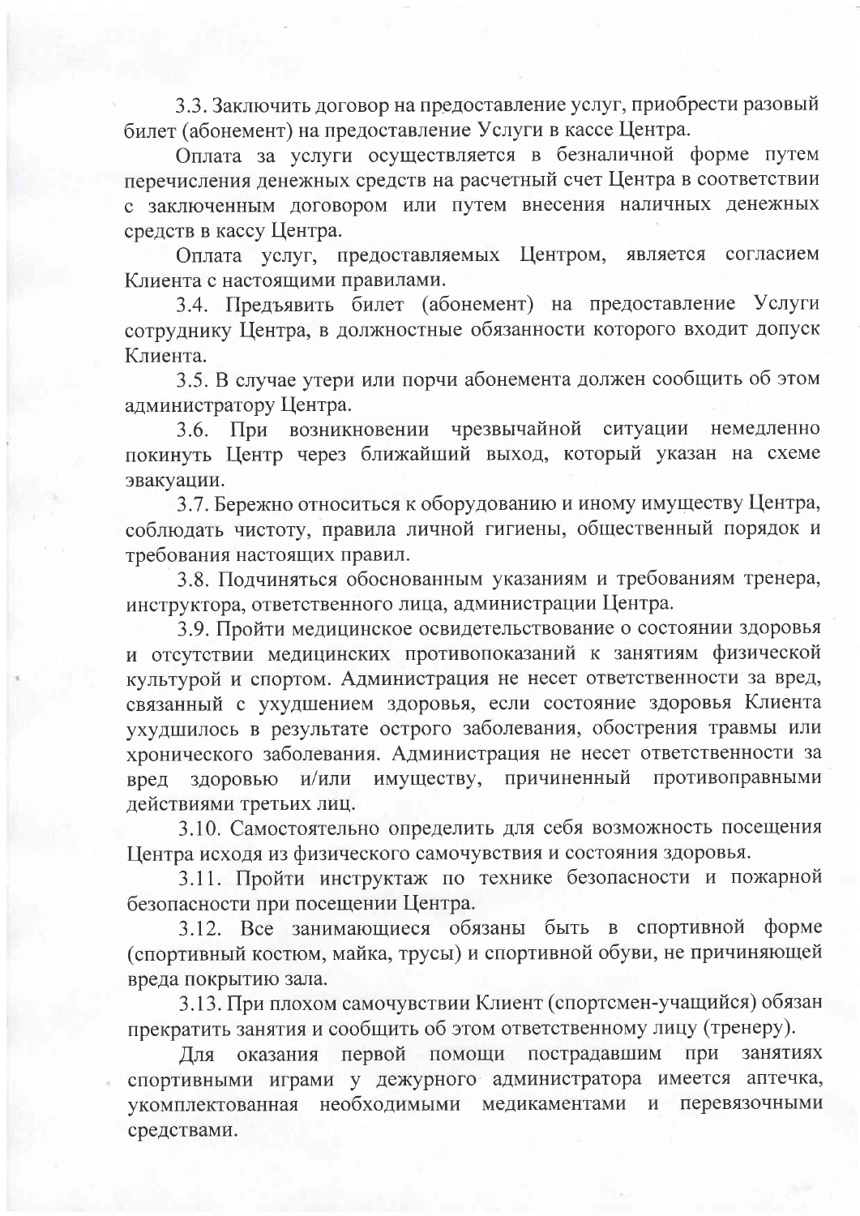3.3. Заключить договор на предоставление услуг, приобрести разовый билет (абонемент) на предоставление Услуги в кассе Центра.

Оплата за услуги осуществляется в безналичной форме путем перечисления денежных средств на расчетный счет Центра в соответствии с заключенным договором или путем внесения наличных денежных средств в кассу Центра.

Оплата услуг, предоставляемых Центром, является согласием Клиента с настоящими правилами.

3.4. Предъявить билет (абонемент) на предоставление Услуги сотруднику Центра, в должностные обязанности которого входит допуск Клиента.

3.5. В случае утери или порчи абонемента должен сообщить об этом администратору Центра.

3.6. При возникновении чрезвычайной ситуации немедленно покинуть Центр через ближайший выход, который указан на схеме эвакуации.

3.7. Бережно относиться к оборудованию и иному имуществу Центра, соблюдать чистоту, правила личной гигиены, общественный порядок и требования настоящих правил.

3.8. Подчиняться обоснованным указаниям и требованиям тренера, инструктора, ответственного лица, администрации Центра.

3.9. Пройти медицинское освидетельствование о состоянии здоровья и отсутствии медицинских противопоказаний к занятиям физической культурой и спортом. Администрация не несет ответственности за вред, связанный с ухудшением здоровья, если состояние здоровья Клиента ухудшилось в результате острого заболевания, обострения травмы или хронического заболевания. Администрация не несет ответственности за вред здоровью и/или имуществу, причиненный противоправными действиями третьих лиц.

3.10. Самостоятельно определить для себя возможность посещения Центра исходя из физического самочувствия и состояния здоровья.

3.11. Пройти инструктаж по технике безопасности и пожарной безопасности при посещении Центра.

3.12. Все занимающиеся обязаны быть в спортивной форме (спортивный костюм, майка, трусы) и спортивной обуви, не причиняющей вреда покрытию зала.

3.13. При плохом самочувствии Клиент (спортсмен-учащийся) обязан прекратить занятия и сообщить об этом ответственному лицу (тренеру).

Для оказания первой помощи пострадавшим при занятиях спортивными играми у дежурного администратора имеется аптечка, укомплектованная необходимыми медикаментами и перевязочными средствами.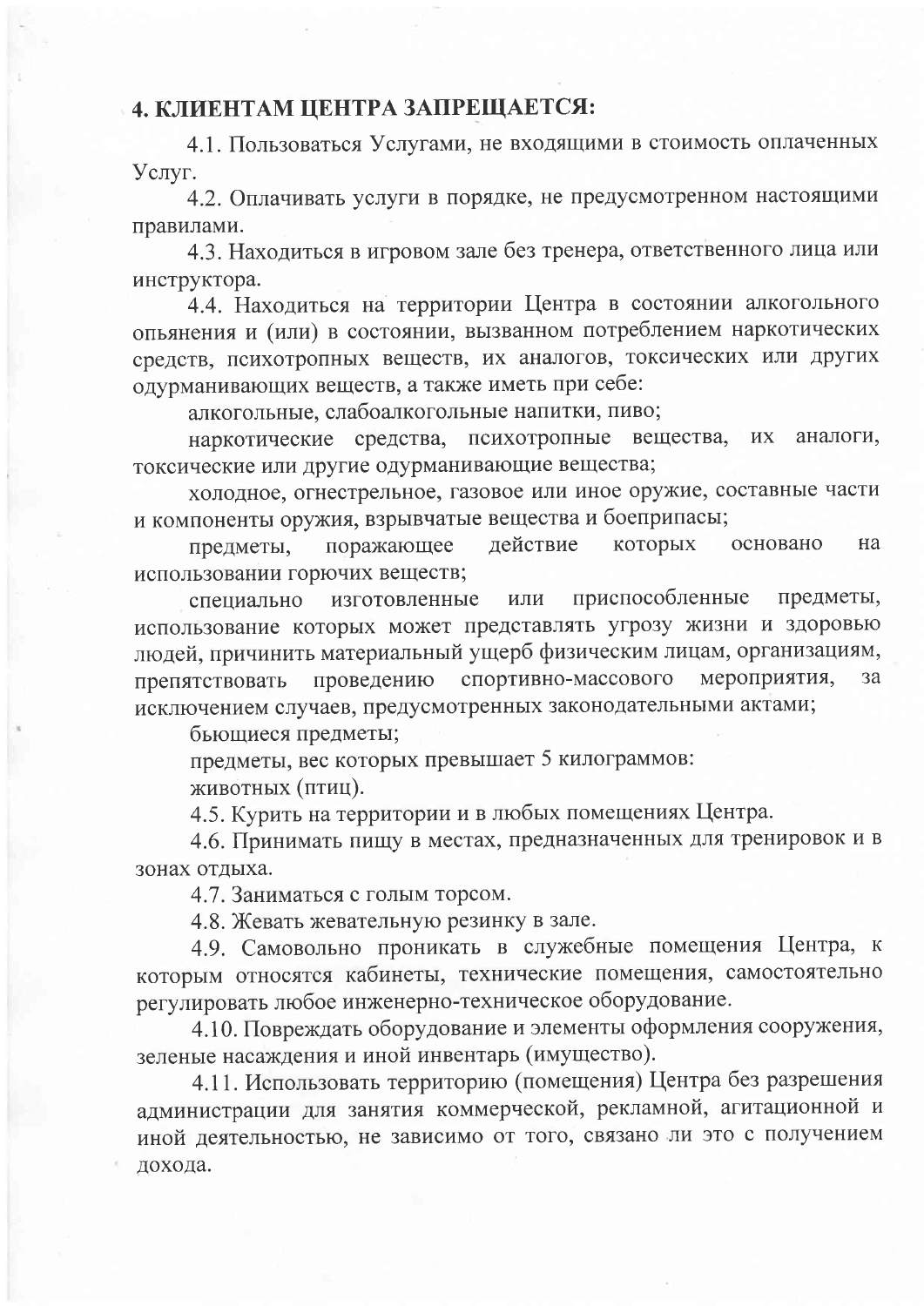## 4. КЛИЕНТАМ ЦЕНТРА ЗАПРЕЩАЕТСЯ:

4.1. Пользоваться Услугами, не входящими в стоимость оплаченных Услуг.

4.2. Оплачивать услуги в порядке, не предусмотренном настоящими правилами.

4.3. Находиться в игровом зале без тренера, ответственного лица или инструктора.

4.4. Находиться на территории Центра в состоянии алкогольного опьянения и (или) в состоянии, вызванном потреблением наркотических средств, психотропных веществ, их аналогов, токсических или других одурманивающих веществ, а также иметь при себе:

алкогольные, слабоалкогольные напитки, пиво;

наркотические средства, психотропные вещества, их аналоги, токсические или другие одурманивающие вещества;

холодное, огнестрельное, газовое или иное оружие, составные части и компоненты оружия, взрывчатые вещества и боеприпасы;

предметы, поражающее действие которых основано на использовании горючих веществ;

специально изготовленные или приспособленные предметы, использование которых может представлять угрозу жизни и здоровью людей, причинить материальный ущерб физическим лицам, организациям, препятствовать проведению спортивно-массового мероприятия, за исключением случаев, предусмотренных законодательными актами;

бьющиеся предметы;

предметы, вес которых превышает 5 килограммов:

животных (птиц).

4.5. Курить на территории и в любых помещениях Центра.

4.6. Принимать пищу в местах, предназначенных для тренировок и в зонах отдыха.

4.7. Заниматься с голым торсом.

4.8. Жевать жевательную резинку в зале.

4.9. Самовольно проникать в служебные помещения Центра, к которым относятся кабинеты, технические помещения, самостоятельно регулировать любое инженерно-техническое оборудование.

4.10. Повреждать оборудование и элементы оформления сооружения, зеленые насаждения и иной инвентарь (имущество).

4.11. Использовать территорию (помещения) Центра без разрешения администрации для занятия коммерческой, рекламной, агитационной и иной деятельностью, не зависимо от того, связано ли это с получением дохода.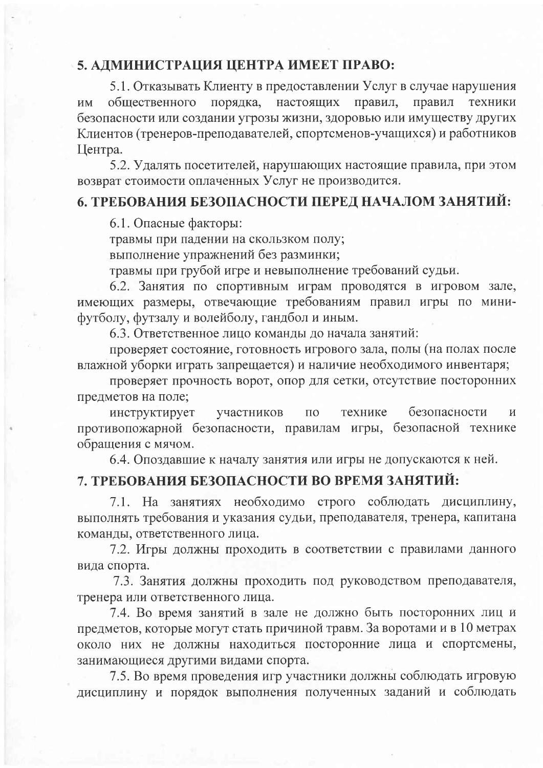## 5. АДМИНИСТРАЦИЯ ЦЕНТРА ИМЕЕТ ПРАВО:

5.1. Отказывать Клиенту в предоставлении Услуг в случае нарушения им общественного порядка, настоящих правил, правил техники безопасности или создании угрозы жизни, здоровью или имуществу других Клиентов (тренеров-преподавателей, спортсменов-учащихся) и работников Центра.

5.2. Удалять посетителей, нарушающих настоящие правила, при этом возврат стоимости оплаченных Услуг не производится.

## 6. ТРЕБОВАНИЯ БЕЗОПАСНОСТИ ПЕРЕД НАЧАЛОМ ЗАНЯТИЙ:

6.1. Опасные факторы:

травмы при падении на скользком полу;

выполнение упражнений без разминки;

травмы при грубой игре и невыполнение требований судьи.

6.2. Занятия по спортивным играм проводятся в игровом зале, имеющих размеры, отвечающие требованиям правил игры по мини-футболу, футзалу и волейболу, гандбол и иным.

6.3. Ответственное лицо команды до начала занятий:

проверяет состояние, готовность игрового зала, полы (на полах после влажной уборки играть запрещается) и наличие необходимого инвентаря;

проверяет прочность ворот, опор для сетки, отсутствие посторонних предметов на поле;

инструктирует участников по технике безопасности и противопожарной безопасности, правилам игры, безопасной технике обращения с мячом.

6.4. Опоздавшие к началу занятия или игры не допускаются к ней.

## 7. ТРЕБОВАНИЯ БЕЗОПАСНОСТИ ВО ВРЕМЯ ЗАНЯТИЙ:

7.1. На занятиях необходимо строго соблюдать дисциплину, выполнять требования и указания судьи, преподавателя, тренера, капитана команды, ответственного лица.

7.2. Игры должны проходить в соответствии с правилами данного вида спорта.

7.3. Занятия должны проходить под руководством преподавателя, тренера или ответственного лица.

7.4. Во время занятий в зале не должно быть посторонних лиц и предметов, которые могут стать причиной травм. За воротами и в 10 метрах около них не должны находиться посторонние лица и спортсмены, занимающиеся другими видами спорта.

7.5. Во время проведения игр участники должны соблюдать игровую дисциплину и порядок выполнения полученных заданий и соблюдать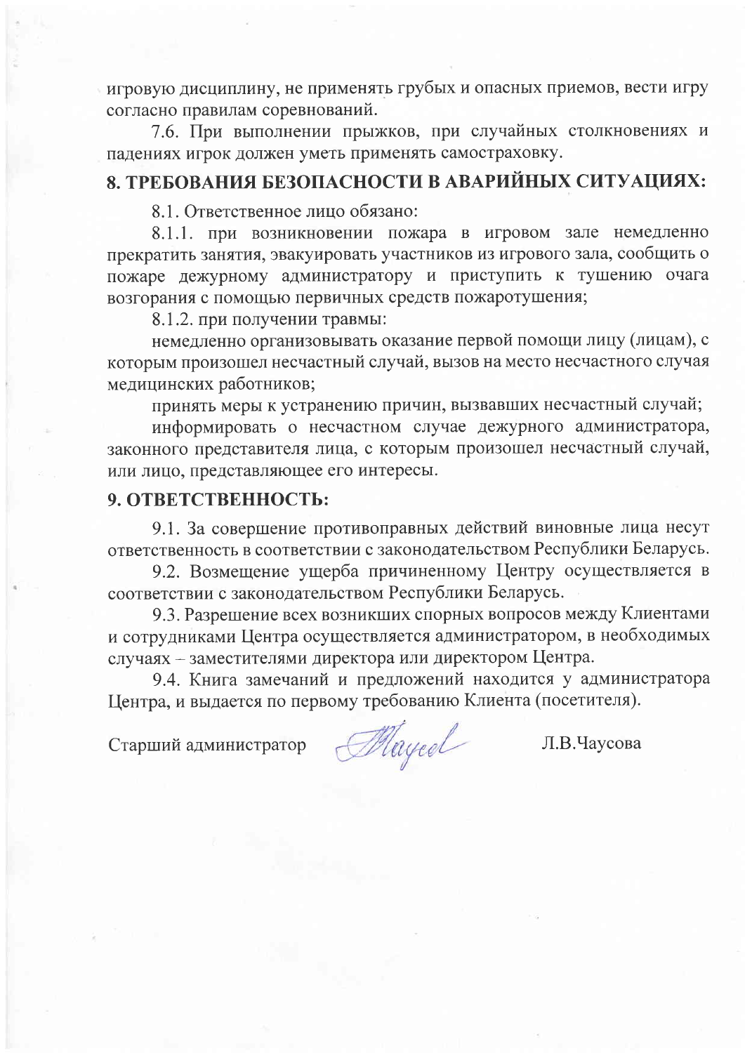игровую дисциплину, не применять грубых и опасных приемов, вести игру согласно правилам соревнований.

7.6. При выполнении прыжков, при случайных столкновениях и падениях игрок должен уметь применять самостраховку.

## 8. ТРЕБОВАНИЯ БЕЗОПАСНОСТИ В АВАРИЙНЫХ СИТУАЦИЯХ:

8.1. Ответственное лицо обязано:

8.1.1. при возникновении пожара в игровом зале немедленно прекратить занятия, эвакуировать участников из игрового зала, сообщить о пожаре дежурному администратору и приступить к тушению очага возгорания с помощью первичных средств пожаротушения;

8.1.2. при получении травмы:

немедленно организовывать оказание первой помощи лицу (лицам), с которым произошел несчастный случай, вызов на место несчастного случая медицинских работников;

принять меры к устранению причин, вызвавших несчастный случай;

информировать о несчастном случае дежурного администратора, законного представителя лица, с которым произошел несчастный случай, или лицо, представляющее его интересы.

## 9. ОТВЕТСТВЕННОСТЬ:

9.1. За совершение противоправных действий виновные лица несут ответственность в соответствии с законодательством Республики Беларусь.

9.2. Возмещение ущерба причиненному Центру осуществляется в соответствии с законодательством Республики Беларусь.

9.3. Разрешение всех возникших спорных вопросов между Клиентами и сотрудниками Центра осуществляется администратором, в необходимых случаях – заместителями директора или директором Центра.

9.4. Книга замечаний и предложений находится у администратора Центра, и выдается по первому требованию Клиента (посетителя).

Старший администратор &nbsp;&nbsp;&nbsp;&nbsp;&nbsp;&nbsp;&nbsp;&nbsp;&nbsp;&nbsp;&nbsp;&nbsp;&nbsp;&nbsp;&nbsp;&nbsp; Л.В.Чаусова